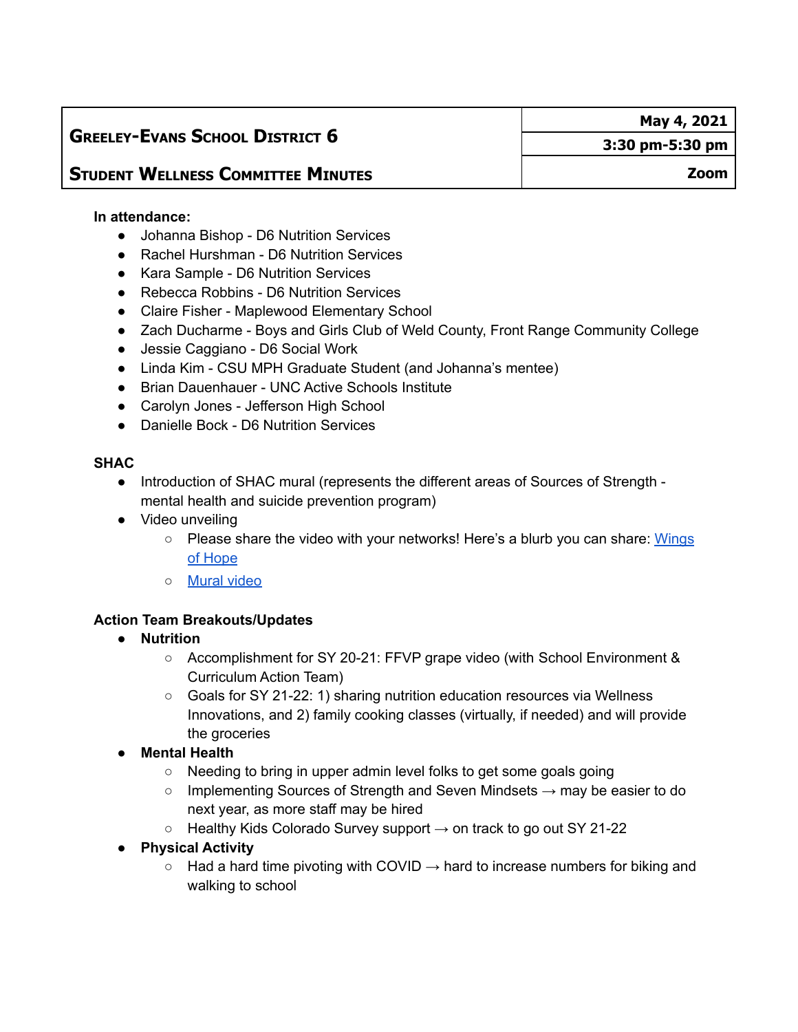| **Greeley-Evans School District 6** | **May 4, 2021** |
| --- | --- |
| | **3:30 pm-5:30 pm** |
| **Student Wellness Committee Minutes** | **Zoom** |

**In attendance:**

- Johanna Bishop - D6 Nutrition Services
- Rachel Hurshman - D6 Nutrition Services
- Kara Sample - D6 Nutrition Services
- Rebecca Robbins - D6 Nutrition Services
- Claire Fisher - Maplewood Elementary School
- Zach Ducharme - Boys and Girls Club of Weld County, Front Range Community College
- Jessie Caggiano - D6 Social Work
- Linda Kim - CSU MPH Graduate Student (and Johanna's mentee)
- Brian Dauenhauer - UNC Active Schools Institute
- Carolyn Jones - Jefferson High School
- Danielle Bock - D6 Nutrition Services

**SHAC**

- Introduction of SHAC mural (represents the different areas of Sources of Strength - mental health and suicide prevention program)
- Video unveiling
  - Please share the video with your networks! Here's a blurb you can share: Wings of Hope
  - Mural video

**Action Team Breakouts/Updates**

- **Nutrition**
  - Accomplishment for SY 20-21: FFVP grape video (with School Environment & Curriculum Action Team)
  - Goals for SY 21-22: 1) sharing nutrition education resources via Wellness Innovations, and 2) family cooking classes (virtually, if needed) and will provide the groceries
- **Mental Health**
  - Needing to bring in upper admin level folks to get some goals going
  - Implementing Sources of Strength and Seven Mindsets → may be easier to do next year, as more staff may be hired
  - Healthy Kids Colorado Survey support → on track to go out SY 21-22
- **Physical Activity**
  - Had a hard time pivoting with COVID → hard to increase numbers for biking and walking to school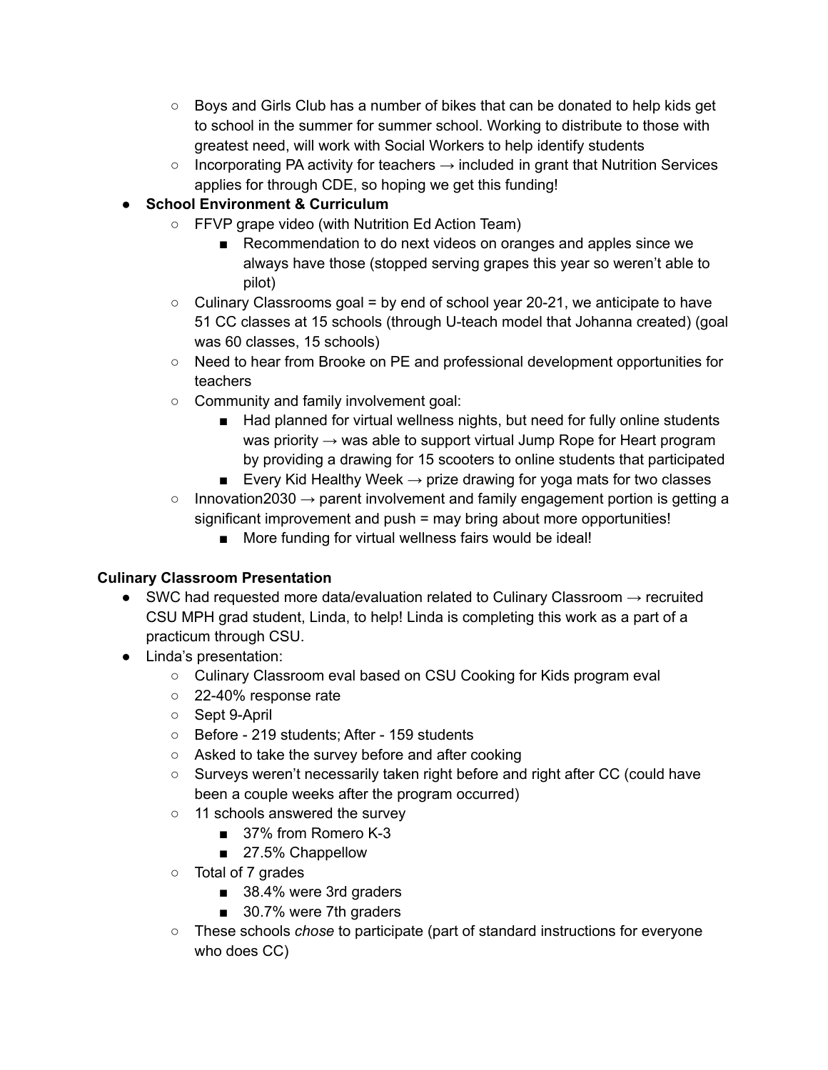- Boys and Girls Club has a number of bikes that can be donated to help kids get to school in the summer for summer school. Working to distribute to those with greatest need, will work with Social Workers to help identify students
  - Incorporating PA activity for teachers → included in grant that Nutrition Services applies for through CDE, so hoping we get this funding!
- **School Environment & Curriculum**
  - FFVP grape video (with Nutrition Ed Action Team)
    - Recommendation to do next videos on oranges and apples since we always have those (stopped serving grapes this year so weren't able to pilot)
  - Culinary Classrooms goal = by end of school year 20-21, we anticipate to have 51 CC classes at 15 schools (through U-teach model that Johanna created) (goal was 60 classes, 15 schools)
  - Need to hear from Brooke on PE and professional development opportunities for teachers
  - Community and family involvement goal:
    - Had planned for virtual wellness nights, but need for fully online students was priority → was able to support virtual Jump Rope for Heart program by providing a drawing for 15 scooters to online students that participated
    - Every Kid Healthy Week → prize drawing for yoga mats for two classes
  - Innovation2030 → parent involvement and family engagement portion is getting a significant improvement and push = may bring about more opportunities!
    - More funding for virtual wellness fairs would be ideal!

**Culinary Classroom Presentation**

- SWC had requested more data/evaluation related to Culinary Classroom → recruited CSU MPH grad student, Linda, to help! Linda is completing this work as a part of a practicum through CSU.
- Linda's presentation:
  - Culinary Classroom eval based on CSU Cooking for Kids program eval
  - 22-40% response rate
  - Sept 9-April
  - Before - 219 students; After - 159 students
  - Asked to take the survey before and after cooking
  - Surveys weren't necessarily taken right before and right after CC (could have been a couple weeks after the program occurred)
  - 11 schools answered the survey
    - 37% from Romero K-3
    - 27.5% Chappellow
  - Total of 7 grades
    - 38.4% were 3rd graders
    - 30.7% were 7th graders
  - These schools *chose* to participate (part of standard instructions for everyone who does CC)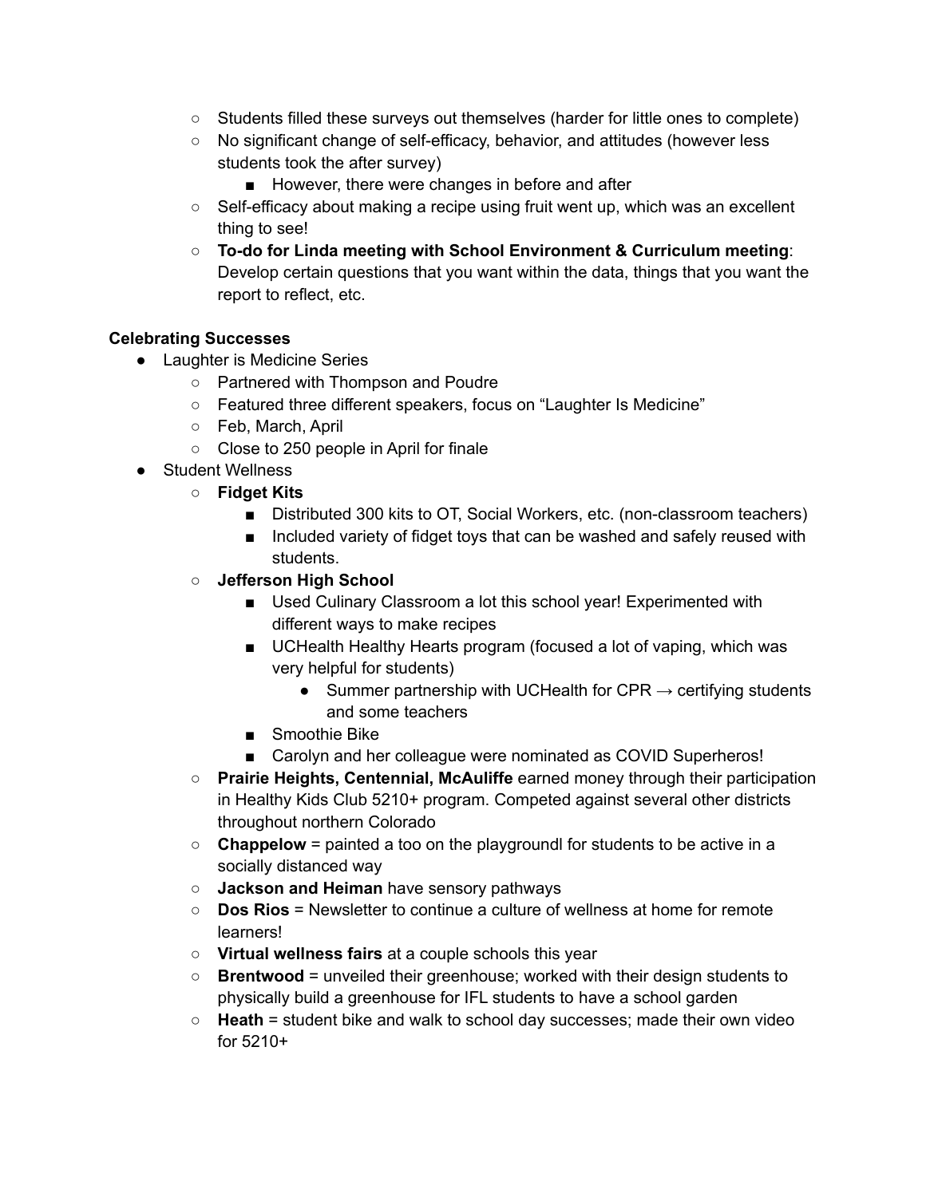- Students filled these surveys out themselves (harder for little ones to complete)
- No significant change of self-efficacy, behavior, and attitudes (however less students took the after survey)
  - However, there were changes in before and after
- Self-efficacy about making a recipe using fruit went up, which was an excellent thing to see!
- **To-do for Linda meeting with School Environment & Curriculum meeting**: Develop certain questions that you want within the data, things that you want the report to reflect, etc.

**Celebrating Successes**

- Laughter is Medicine Series
  - Partnered with Thompson and Poudre
  - Featured three different speakers, focus on "Laughter Is Medicine"
  - Feb, March, April
  - Close to 250 people in April for finale
- Student Wellness
  - **Fidget Kits**
    - Distributed 300 kits to OT, Social Workers, etc. (non-classroom teachers)
    - Included variety of fidget toys that can be washed and safely reused with students.
  - **Jefferson High School**
    - Used Culinary Classroom a lot this school year! Experimented with different ways to make recipes
    - UCHealth Healthy Hearts program (focused a lot of vaping, which was very helpful for students)
      - Summer partnership with UCHealth for CPR → certifying students and some teachers
    - Smoothie Bike
    - Carolyn and her colleague were nominated as COVID Superheros!
  - **Prairie Heights, Centennial, McAuliffe** earned money through their participation in Healthy Kids Club 5210+ program. Competed against several other districts throughout northern Colorado
  - **Chappelow** = painted a too on the playgroundl for students to be active in a socially distanced way
  - **Jackson and Heiman** have sensory pathways
  - **Dos Rios** = Newsletter to continue a culture of wellness at home for remote learners!
  - **Virtual wellness fairs** at a couple schools this year
  - **Brentwood** = unveiled their greenhouse; worked with their design students to physically build a greenhouse for IFL students to have a school garden
  - **Heath** = student bike and walk to school day successes; made their own video for 5210+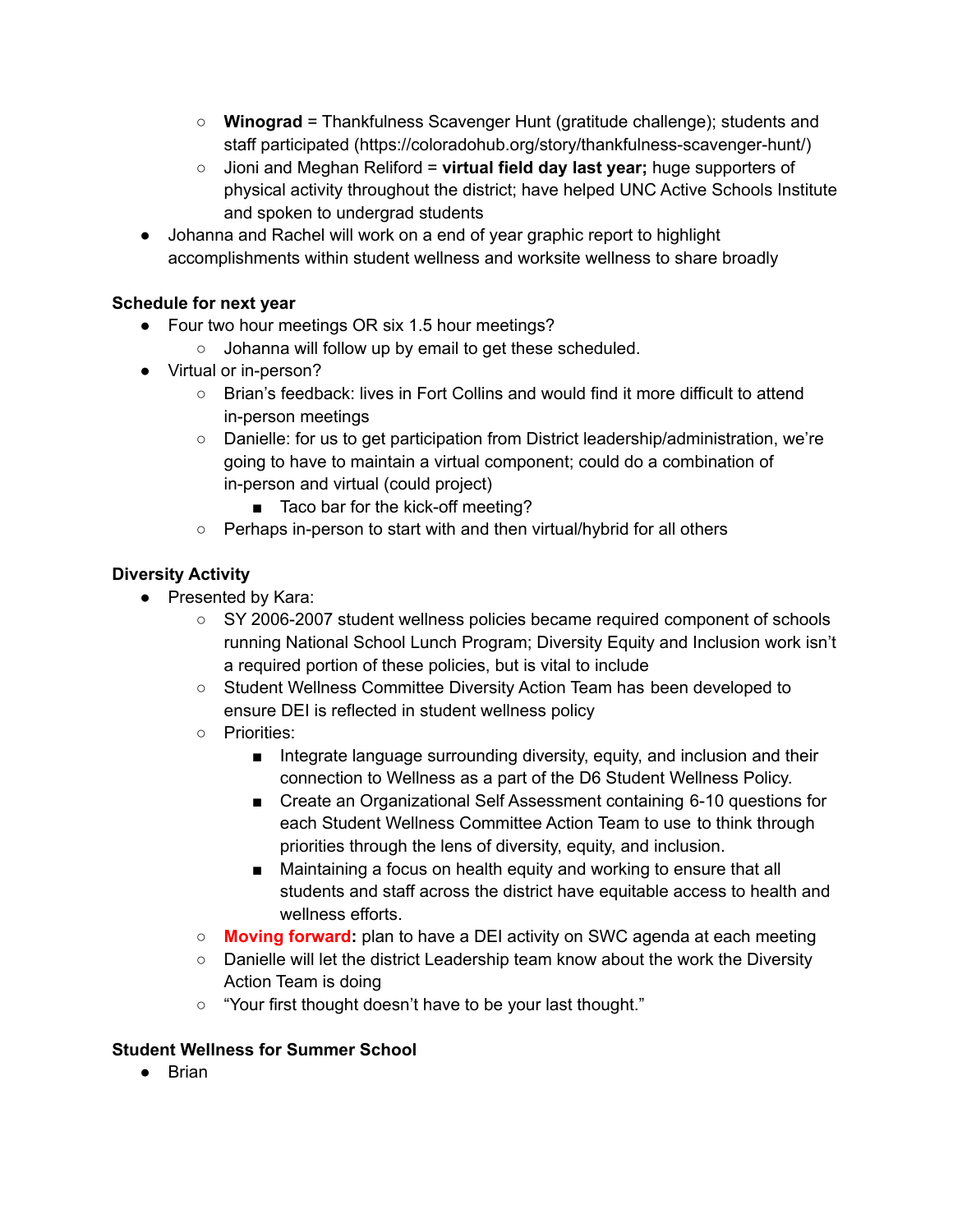- **Winograd** = Thankfulness Scavenger Hunt (gratitude challenge); students and staff participated (https://coloradohub.org/story/thankfulness-scavenger-hunt/)
    - Jioni and Meghan Reliford = **virtual field day last year;** huge supporters of physical activity throughout the district; have helped UNC Active Schools Institute and spoken to undergrad students
- Johanna and Rachel will work on a end of year graphic report to highlight accomplishments within student wellness and worksite wellness to share broadly

**Schedule for next year**

- Four two hour meetings OR six 1.5 hour meetings?
    - Johanna will follow up by email to get these scheduled.
- Virtual or in-person?
    - Brian's feedback: lives in Fort Collins and would find it more difficult to attend in-person meetings
    - Danielle: for us to get participation from District leadership/administration, we're going to have to maintain a virtual component; could do a combination of in-person and virtual (could project)
        - Taco bar for the kick-off meeting?
    - Perhaps in-person to start with and then virtual/hybrid for all others

**Diversity Activity**

- Presented by Kara:
    - SY 2006-2007 student wellness policies became required component of schools running National School Lunch Program; Diversity Equity and Inclusion work isn't a required portion of these policies, but is vital to include
    - Student Wellness Committee Diversity Action Team has been developed to ensure DEI is reflected in student wellness policy
    - Priorities:
        - Integrate language surrounding diversity, equity, and inclusion and their connection to Wellness as a part of the D6 Student Wellness Policy.
        - Create an Organizational Self Assessment containing 6-10 questions for each Student Wellness Committee Action Team to use to think through priorities through the lens of diversity, equity, and inclusion.
        - Maintaining a focus on health equity and working to ensure that all students and staff across the district have equitable access to health and wellness efforts.
    - **Moving forward:** plan to have a DEI activity on SWC agenda at each meeting
    - Danielle will let the district Leadership team know about the work the Diversity Action Team is doing
    - "Your first thought doesn't have to be your last thought."

**Student Wellness for Summer School**

- Brian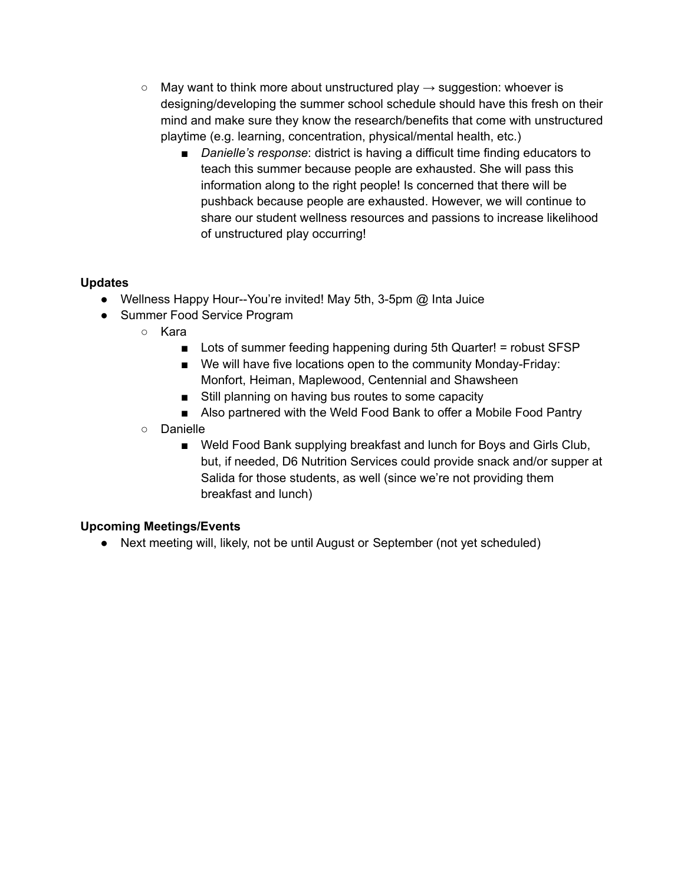- May want to think more about unstructured play → suggestion: whoever is designing/developing the summer school schedule should have this fresh on their mind and make sure they know the research/benefits that come with unstructured playtime (e.g. learning, concentration, physical/mental health, etc.)
    - *Danielle's response*: district is having a difficult time finding educators to teach this summer because people are exhausted. She will pass this information along to the right people! Is concerned that there will be pushback because people are exhausted. However, we will continue to share our student wellness resources and passions to increase likelihood of unstructured play occurring!

**Updates**

- Wellness Happy Hour--You're invited! May 5th, 3-5pm @ Inta Juice
- Summer Food Service Program
    - Kara
        - Lots of summer feeding happening during 5th Quarter! = robust SFSP
        - We will have five locations open to the community Monday-Friday: Monfort, Heiman, Maplewood, Centennial and Shawsheen
        - Still planning on having bus routes to some capacity
        - Also partnered with the Weld Food Bank to offer a Mobile Food Pantry
    - Danielle
        - Weld Food Bank supplying breakfast and lunch for Boys and Girls Club, but, if needed, D6 Nutrition Services could provide snack and/or supper at Salida for those students, as well (since we're not providing them breakfast and lunch)

**Upcoming Meetings/Events**

- Next meeting will, likely, not be until August or September (not yet scheduled)